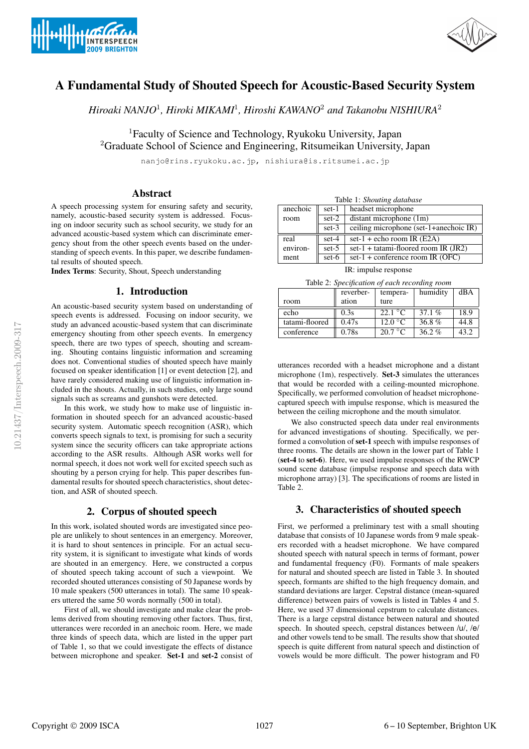# A Fundamental Study of Shouted Speech for Acoustic-Based Security System

*Hiroaki NANJO[1], Hiroki MIKAMI[1], Hiroshi KAWANO[2] and Takanobu NISHIURA[2]*

[1]Faculty of Science and Technology, Ryukoku University, Japan
[2]Graduate School of Science and Engineering, Ritsumeikan University, Japan

nanjo@rins.ryukoku.ac.jp, nishiura@is.ritsumei.ac.jp

## Abstract

A speech processing system for ensuring safety and security, namely, acoustic-based security system is addressed. Focusing on indoor security such as school security, we study for an advanced acoustic-based system which can discriminate emergency shout from the other speech events based on the understanding of speech events. In this paper, we describe fundamental results of shouted speech.

**Index Terms**: Security, Shout, Speech understanding

## 1. Introduction

An acoustic-based security system based on understanding of speech events is addressed. Focusing on indoor security, we study an advanced acoustic-based system that can discriminate emergency shouting from other speech events. In emergency speech, there are two types of speech, shouting and screaming. Shouting contains linguistic information and screaming does not. Conventional studies of shouted speech have mainly focused on speaker identification [1] or event detection [2], and have rarely considered making use of linguistic information included in the shouts. Actually, in such studies, only large sound signals such as screams and gunshots were detected.

In this work, we study how to make use of linguistic information in shouted speech for an advanced acoustic-based security system. Automatic speech recognition (ASR), which converts speech signals to text, is promising for such a security system since the security officers can take appropriate actions according to the ASR results. Although ASR works well for normal speech, it does not work well for excited speech such as shouting by a person crying for help. This paper describes fundamental results for shouted speech characteristics, shout detection, and ASR of shouted speech.

## 2. Corpus of shouted speech

In this work, isolated shouted words are investigated since people are unlikely to shout sentences in an emergency. Moreover, it is hard to shout sentences in principle. For an actual security system, it is significant to investigate what kinds of words are shouted in an emergency. Here, we constructed a corpus of shouted speech taking account of such a viewpoint. We recorded shouted utterances consisting of 50 Japanese words by 10 male speakers (500 utterances in total). The same 10 speakers uttered the same 50 words normally (500 in total).

First of all, we should investigate and make clear the problems derived from shouting removing other factors. Thus, first, utterances were recorded in an anechoic room. Here, we made three kinds of speech data, which are listed in the upper part of Table 1, so that we could investigate the effects of distance between microphone and speaker. **Set-1** and **set-2** consist of utterances recorded with a headset microphone and a distant microphone (1m), respectively. **Set-3** simulates the utterances that would be recorded with a ceiling-mounted microphone. Specifically, we performed convolution of headset microphone-captured speech with impulse response, which is measured the between the ceiling microphone and the mouth simulator.

Table 1: *Shouting database*

| | | |
|---|---|---|
| anechoic room | set-1 | headset microphone |
| | set-2 | distant microphone (1m) |
| | set-3 | ceiling microphone (set-1+anechoic IR) |
| real environment | set-4 | set-1 + echo room IR (E2A) |
| | set-5 | set-1 + tatami-floored room IR (JR2) |
| | set-6 | set-1 + conference room IR (OFC) |

IR: impulse response

Table 2: *Specification of each recording room*

| room | reverberation | temperature | humidity | dBA |
|---|---|---|---|---|
| echo | 0.3s | 22.1 °C | 37.1 % | 18.9 |
| tatami-floored | 0.47s | 12.0 °C | 36.8 % | 44.8 |
| conference | 0.78s | 20.7 °C | 36.2 % | 43.2 |

We also constructed speech data under real environments for advanced investigations of shouting. Specifically, we performed a convolution of **set-1** speech with impulse responses of three rooms. The details are shown in the lower part of Table 1 (**set-4** to **set-6**). Here, we used impulse responses of the RWCP sound scene database (impulse response and speech data with microphone array) [3]. The specifications of rooms are listed in Table 2.

## 3. Characteristics of shouted speech

First, we performed a preliminary test with a small shouting database that consists of 10 Japanese words from 9 male speakers recorded with a headset microphone. We have compared shouted speech with natural speech in terms of formant, power and fundamental frequency (F0). Formants of male speakers for natural and shouted speech are listed in Table 3. In shouted speech, formants are shifted to the high frequency domain, and standard deviations are larger. Cepstral distance (mean-squared difference) between pairs of vowels is listed in Tables 4 and 5. Here, we used 37 dimensional cepstrum to calculate distances. There is a large cepstral distance between natural and shouted speech. In shouted speech, cepstral distances between /u/, /e/ and other vowels tend to be small. The results show that shouted speech is quite different from natural speech and distinction of vowels would be more difficult. The power histogram and F0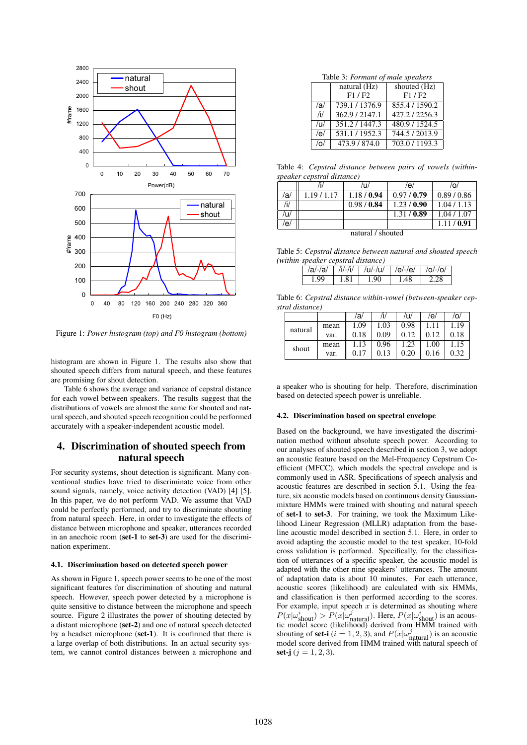Figure 1: *Power histogram (top) and F0 histogram (bottom)*

histogram are shown in Figure 1. The results also show that shouted speech differs from natural speech, and these features are promising for shout detection.

Table 6 shows the average and variance of cepstral distance for each vowel between speakers. The results suggest that the distributions of vowels are almost the same for shouted and natural speech, and shouted speech recognition could be performed accurately with a speaker-independent acoustic model.

## 4. Discrimination of shouted speech from natural speech

For security systems, shout detection is significant. Many conventional studies have tried to discriminate voice from other sound signals, namely, voice activity detection (VAD) [4] [5]. In this paper, we do not perform VAD. We assume that VAD could be perfectly performed, and try to discriminate shouting from natural speech. Here, in order to investigate the effects of distance between microphone and speaker, utterances recorded in an anechoic room (**set-1** to **set-3**) are used for the discrimination experiment.

### 4.1. Discrimination based on detected speech power

As shown in Figure 1, speech power seems to be one of the most significant features for discrimination of shouting and natural speech. However, speech power detected by a microphone is quite sensitive to distance between the microphone and speech source. Figure 2 illustrates the power of shouting detected by a distant microphone (**set-2**) and one of natural speech detected by a headset microphone (**set-1**). It is confirmed that there is a large overlap of both distributions. In an actual security system, we cannot control distances between a microphone and a speaker who is shouting for help. Therefore, discrimination based on detected speech power is unreliable.

Table 3: *Formant of male speakers*

| | natural (Hz) F1 / F2 | shouted (Hz) F1 / F2 |
|---|---|---|
| /a/ | 739.1 / 1376.9 | 855.4 / 1590.2 |
| /i/ | 362.9 / 2147.1 | 427.2 / 2256.3 |
| /u/ | 351.2 / 1447.3 | 480.9 / 1524.5 |
| /e/ | 531.1 / 1952.3 | 744.5 / 2013.9 |
| /o/ | 473.9 / 874.0 | 703.0 / 1193.3 |

Table 4: *Cepstral distance between pairs of vowels (within-speaker cepstral distance)*

| | /i/ | /u/ | /e/ | /o/ |
|---|---|---|---|---|
| /a/ | 1.19 / 1.17 | 1.18 / **0.94** | 0.97 / **0.79** | 0.89 / 0.86 |
| /i/ | | 0.98 / **0.84** | 1.23 / **0.90** | 1.04 / 1.13 |
| /u/ | | | 1.31 / **0.89** | 1.04 / 1.07 |
| /e/ | | | | 1.11 / **0.91** |

natural / shouted

Table 5: *Cepstral distance between natural and shouted speech (within-speaker cepstral distance)*

| /a/-/a/ | /i/-/i/ | /u/-/u/ | /e/-/e/ | /o/-/o/ |
|---|---|---|---|---|
| 1.99 | 1.81 | 1.90 | 1.48 | 2.28 |

Table 6: *Cepstral distance within-vowel (between-speaker cepstral distance)*

| | | /a/ | /i/ | /u/ | /e/ | /o/ |
|---|---|---|---|---|---|---|
| natural | mean | 1.09 | 1.03 | 0.98 | 1.11 | 1.19 |
| | var. | 0.18 | 0.09 | 0.12 | 0.12 | 0.18 |
| shout | mean | 1.13 | 0.96 | 1.23 | 1.00 | 1.15 |
| | var. | 0.17 | 0.13 | 0.20 | 0.16 | 0.32 |

### 4.2. Discrimination based on spectral envelope

Based on the background, we have investigated the discrimination method without absolute speech power. According to our analyses of shouted speech described in section 3, we adopt an acoustic feature based on the Mel-Frequency Cepstrum Coefficient (MFCC), which models the spectral envelope and is commonly used in ASR. Specifications of speech analysis and acoustic features are described in section 5.1. Using the feature, six acoustic models based on continuous density Gaussian-mixture HMMs were trained with shouting and natural speech of **set-1** to **set-3**. For training, we took the Maximum Likelihood Linear Regression (MLLR) adaptation from the baseline acoustic model described in section 5.1. Here, in order to avoid adapting the acoustic model to the test speaker, 10-fold cross validation is performed. Specifically, for the classification of utterances of a specific speaker, the acoustic model is adapted with the other nine speakers' utterances. The amount of adaptation data is about 10 minutes. For each utterance, acoustic scores (likelihood) are calculated with six HMMs, and classification is then performed according to the scores. For example, input speech $x$ is determined as shouting where $P(x|\omega^i_{\text{shout}}) > P(x|\omega^j_{\text{natural}})$. Here, $P(x|\omega^i_{\text{shout}})$ is an acoustic model score (likelihood) derived from HMM trained with shouting of **set-i** ($i = 1, 2, 3$), and $P(x|\omega^j_{\text{natural}})$ is an acoustic model score derived from HMM trained with natural speech of **set-j** ($j = 1, 2, 3$).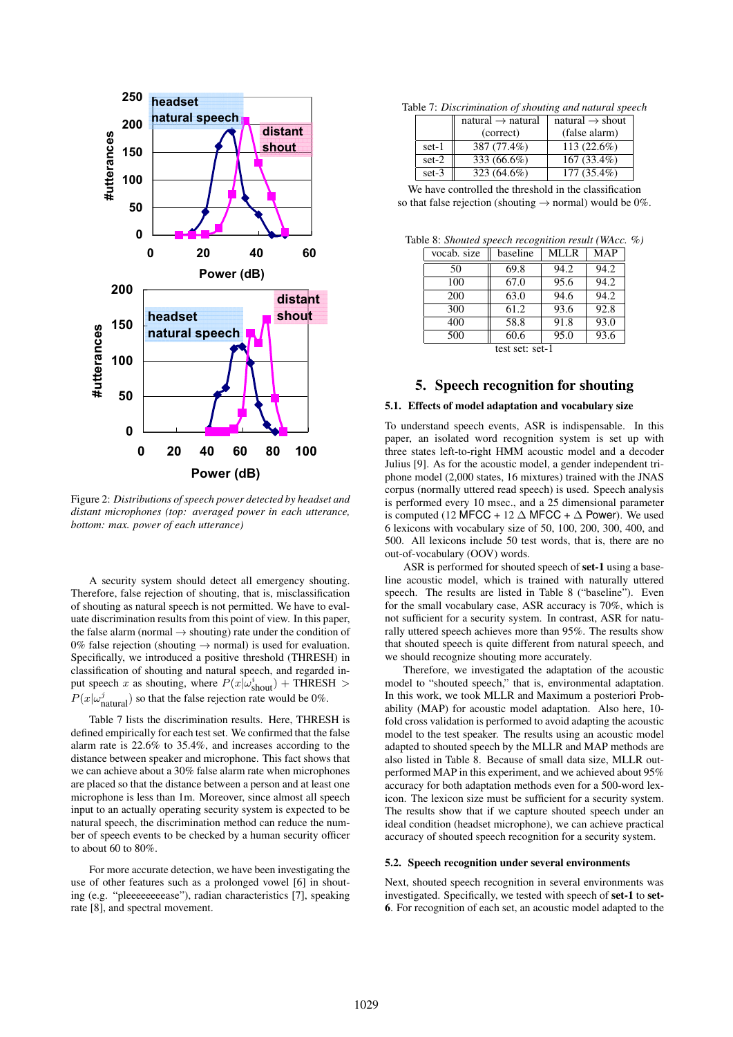Figure 2: *Distributions of speech power detected by headset and distant microphones (top: averaged power in each utterance, bottom: max. power of each utterance)*

A security system should detect all emergency shouting. Therefore, false rejection of shouting, that is, misclassification of shouting as natural speech is not permitted. We have to evaluate discrimination results from this point of view. In this paper, the false alarm (normal → shouting) rate under the condition of 0% false rejection (shouting → normal) is used for evaluation. Specifically, we introduced a positive threshold (THRESH) in classification of shouting and natural speech, and regarded input speech $x$ as shouting, where $P(x|\omega^{i}_{\text{shout}}) + \text{THRESH} > P(x|\omega^{j}_{\text{natural}})$ so that the false rejection rate would be 0%.

Table 7 lists the discrimination results. Here, THRESH is defined empirically for each test set. We confirmed that the false alarm rate is 22.6% to 35.4%, and increases according to the distance between speaker and microphone. This fact shows that we can achieve about a 30% false alarm rate when microphones are placed so that the distance between a person and at least one microphone is less than 1m. Moreover, since almost all speech input to an actually operating security system is expected to be natural speech, the discrimination method can reduce the number of speech events to be checked by a human security officer to about 60 to 80%.

For more accurate detection, we have been investigating the use of other features such as a prolonged vowel [6] in shouting (e.g. "pleeeeeeeease"), radian characteristics [7], speaking rate [8], and spectral movement.

Table 7: *Discrimination of shouting and natural speech*

| | natural → natural (correct) | natural → shout (false alarm) |
|---|---|---|
| set-1 | 387 (77.4%) | 113 (22.6%) |
| set-2 | 333 (66.6%) | 167 (33.4%) |
| set-3 | 323 (64.6%) | 177 (35.4%) |

We have controlled the threshold in the classification so that false rejection (shouting → normal) would be 0%.

Table 8: *Shouted speech recognition result (WAcc. %)*

| vocab. size | baseline | MLLR | MAP |
|---|---|---|---|
| 50 | 69.8 | 94.2 | 94.2 |
| 100 | 67.0 | 95.6 | 94.2 |
| 200 | 63.0 | 94.6 | 94.2 |
| 300 | 61.2 | 93.6 | 92.8 |
| 400 | 58.8 | 91.8 | 93.0 |
| 500 | 60.6 | 95.0 | 93.6 |

test set: set-1

## 5. Speech recognition for shouting

### 5.1. Effects of model adaptation and vocabulary size

To understand speech events, ASR is indispensable. In this paper, an isolated word recognition system is set up with three states left-to-right HMM acoustic model and a decoder Julius [9]. As for the acoustic model, a gender independent triphone model (2,000 states, 16 mixtures) trained with the JNAS corpus (normally uttered read speech) is used. Speech analysis is performed every 10 msec., and a 25 dimensional parameter is computed (12 MFCC + 12 Δ MFCC + Δ Power). We used 6 lexicons with vocabulary size of 50, 100, 200, 300, 400, and 500. All lexicons include 50 test words, that is, there are no out-of-vocabulary (OOV) words.

ASR is performed for shouted speech of **set-1** using a baseline acoustic model, which is trained with naturally uttered speech. The results are listed in Table 8 ("baseline"). Even for the small vocabulary case, ASR accuracy is 70%, which is not sufficient for a security system. In contrast, ASR for naturally uttered speech achieves more than 95%. The results show that shouted speech is quite different from natural speech, and we should recognize shouting more accurately.

Therefore, we investigated the adaptation of the acoustic model to "shouted speech," that is, environmental adaptation. In this work, we took MLLR and Maximum a posteriori Probability (MAP) for acoustic model adaptation. Also here, 10-fold cross validation is performed to avoid adapting the acoustic model to the test speaker. The results using an acoustic model adapted to shouted speech by the MLLR and MAP methods are also listed in Table 8. Because of small data size, MLLR outperformed MAP in this experiment, and we achieved about 95% accuracy for both adaptation methods even for a 500-word lexicon. The lexicon size must be sufficient for a security system. The results show that if we capture shouted speech under an ideal condition (headset microphone), we can achieve practical accuracy of shouted speech recognition for a security system.

### 5.2. Speech recognition under several environments

Next, shouted speech recognition in several environments was investigated. Specifically, we tested with speech of **set-1** to **set-6**. For recognition of each set, an acoustic model adapted to the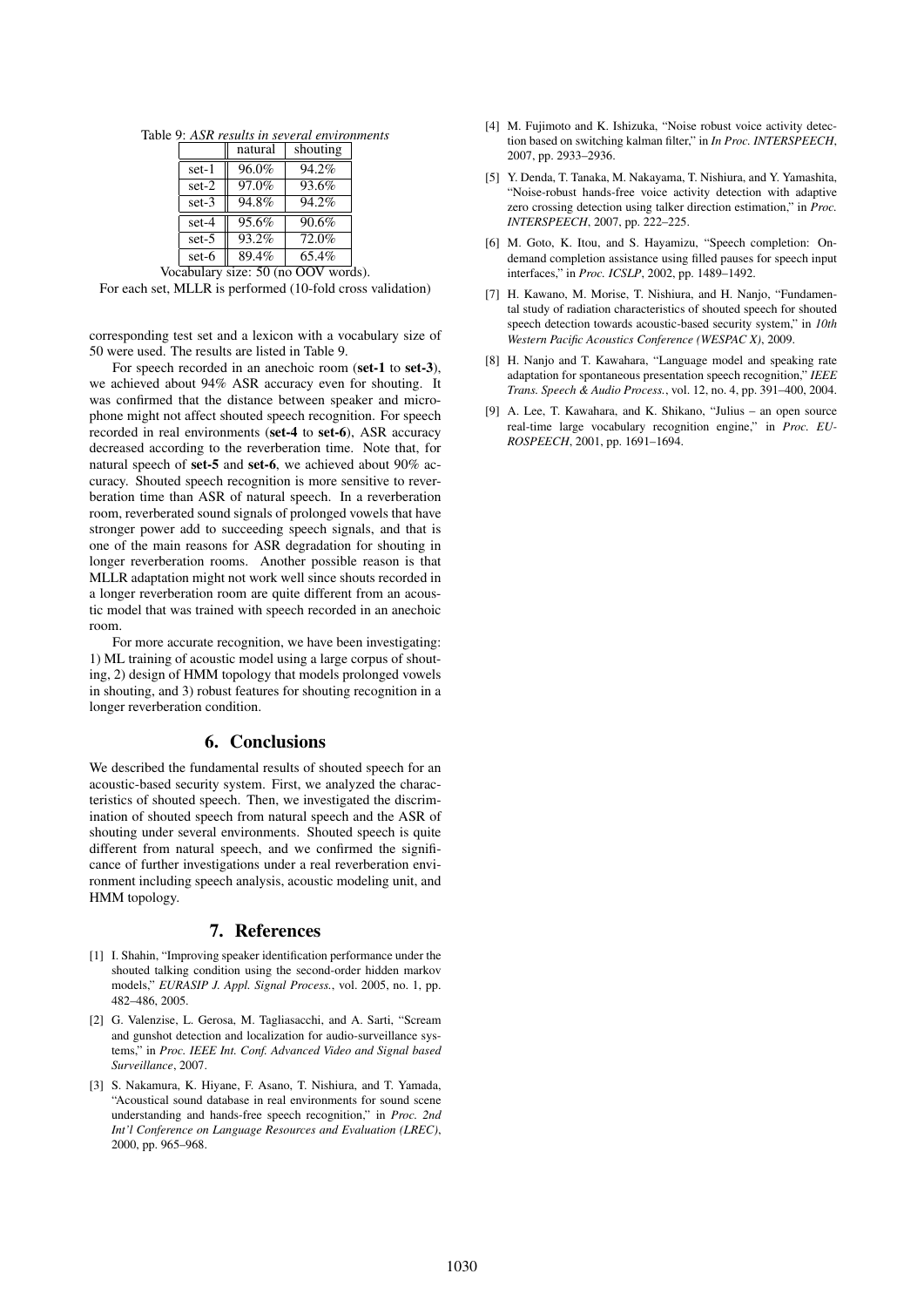Table 9: *ASR results in several environments*

| | natural | shouting |
|---|---|---|
| set-1 | 96.0% | 94.2% |
| set-2 | 97.0% | 93.6% |
| set-3 | 94.8% | 94.2% |
| set-4 | 95.6% | 90.6% |
| set-5 | 93.2% | 72.0% |
| set-6 | 89.4% | 65.4% |

Vocabulary size: 50 (no OOV words).
For each set, MLLR is performed (10-fold cross validation)

corresponding test set and a lexicon with a vocabulary size of 50 were used. The results are listed in Table 9.

For speech recorded in an anechoic room (**set-1** to **set-3**), we achieved about 94% ASR accuracy even for shouting. It was confirmed that the distance between speaker and microphone might not affect shouted speech recognition. For speech recorded in real environments (**set-4** to **set-6**), ASR accuracy decreased according to the reverberation time. Note that, for natural speech of **set-5** and **set-6**, we achieved about 90% accuracy. Shouted speech recognition is more sensitive to reverberation time than ASR of natural speech. In a reverberation room, reverberated sound signals of prolonged vowels that have stronger power add to succeeding speech signals, and that is one of the main reasons for ASR degradation for shouting in longer reverberation rooms. Another possible reason is that MLLR adaptation might not work well since shouts recorded in a longer reverberation room are quite different from an acoustic model that was trained with speech recorded in an anechoic room.

For more accurate recognition, we have been investigating: 1) ML training of acoustic model using a large corpus of shouting, 2) design of HMM topology that models prolonged vowels in shouting, and 3) robust features for shouting recognition in a longer reverberation condition.

## 6. Conclusions

We described the fundamental results of shouted speech for an acoustic-based security system. First, we analyzed the characteristics of shouted speech. Then, we investigated the discrimination of shouted speech from natural speech and the ASR of shouting under several environments. Shouted speech is quite different from natural speech, and we confirmed the significance of further investigations under a real reverberation environment including speech analysis, acoustic modeling unit, and HMM topology.

## 7. References

[1] I. Shahin, "Improving speaker identification performance under the shouted talking condition using the second-order hidden markov models," *EURASIP J. Appl. Signal Process.*, vol. 2005, no. 1, pp. 482–486, 2005.

[2] G. Valenzise, L. Gerosa, M. Tagliasacchi, and A. Sarti, "Scream and gunshot detection and localization for audio-surveillance systems," in *Proc. IEEE Int. Conf. Advanced Video and Signal based Surveillance*, 2007.

[3] S. Nakamura, K. Hiyane, F. Asano, T. Nishiura, and T. Yamada, "Acoustical sound database in real environments for sound scene understanding and hands-free speech recognition," in *Proc. 2nd Int'l Conference on Language Resources and Evaluation (LREC)*, 2000, pp. 965–968.

[4] M. Fujimoto and K. Ishizuka, "Noise robust voice activity detection based on switching kalman filter," in *In Proc. INTERSPEECH*, 2007, pp. 2933–2936.

[5] Y. Denda, T. Tanaka, M. Nakayama, T. Nishiura, and Y. Yamashita, "Noise-robust hands-free voice activity detection with adaptive zero crossing detection using talker direction estimation," in *Proc. INTERSPEECH*, 2007, pp. 222–225.

[6] M. Goto, K. Itou, and S. Hayamizu, "Speech completion: On-demand completion assistance using filled pauses for speech input interfaces," in *Proc. ICSLP*, 2002, pp. 1489–1492.

[7] H. Kawano, M. Morise, T. Nishiura, and H. Nanjo, "Fundamental study of radiation characteristics of shouted speech for shouted speech detection towards acoustic-based security system," in *10th Western Pacific Acoustics Conference (WESPAC X)*, 2009.

[8] H. Nanjo and T. Kawahara, "Language model and speaking rate adaptation for spontaneous presentation speech recognition," *IEEE Trans. Speech & Audio Process.*, vol. 12, no. 4, pp. 391–400, 2004.

[9] A. Lee, T. Kawahara, and K. Shikano, "Julius – an open source real-time large vocabulary recognition engine," in *Proc. EUROSPEECH*, 2001, pp. 1691–1694.